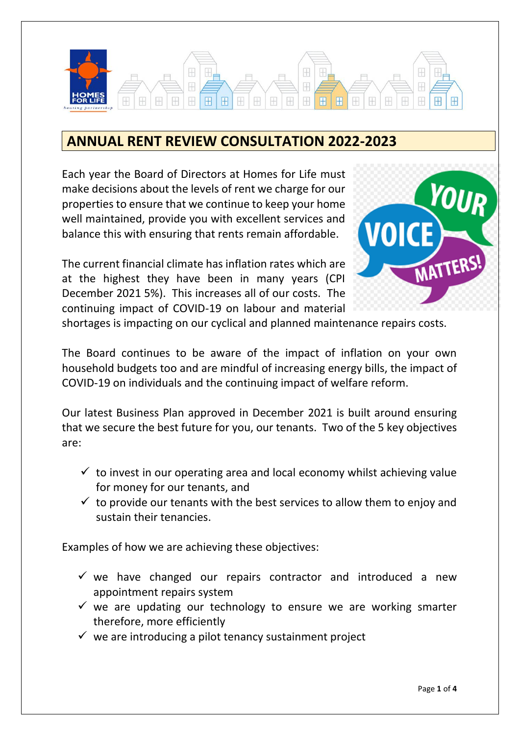# ANNUAL RENT REVIEW CONSULTATION 2022-2023

Each year the Board of Directors at Homes for Life must make decisions about the levels of rent we charge for our properties to ensure that we continue to keep your home well maintained, provide you with excellent services and balance this with ensuring that rents remain affordable.

The current financial climate has inflation rates which are at the highest they have been in many years (CPI December 2021 5%). This increases all of our costs. The continuing impact of COVID-19 on labour and material shortages is impacting on our cyclical and planned maintenance repairs costs.

The Board continues to be aware of the impact of inflation on your own household budgets too and are mindful of increasing energy bills, the impact of COVID-19 on individuals and the continuing impact of welfare reform.

Our latest Business Plan approved in December 2021 is built around ensuring that we secure the best future for you, our tenants. Two of the 5 key objectives are:

- ✓ to invest in our operating area and local economy whilst achieving value for money for our tenants, and
- ✓ to provide our tenants with the best services to allow them to enjoy and sustain their tenancies.

Examples of how we are achieving these objectives:

- ✓ we have changed our repairs contractor and introduced a new appointment repairs system
- ✓ we are updating our technology to ensure we are working smarter therefore, more efficiently
- ✓ we are introducing a pilot tenancy sustainment project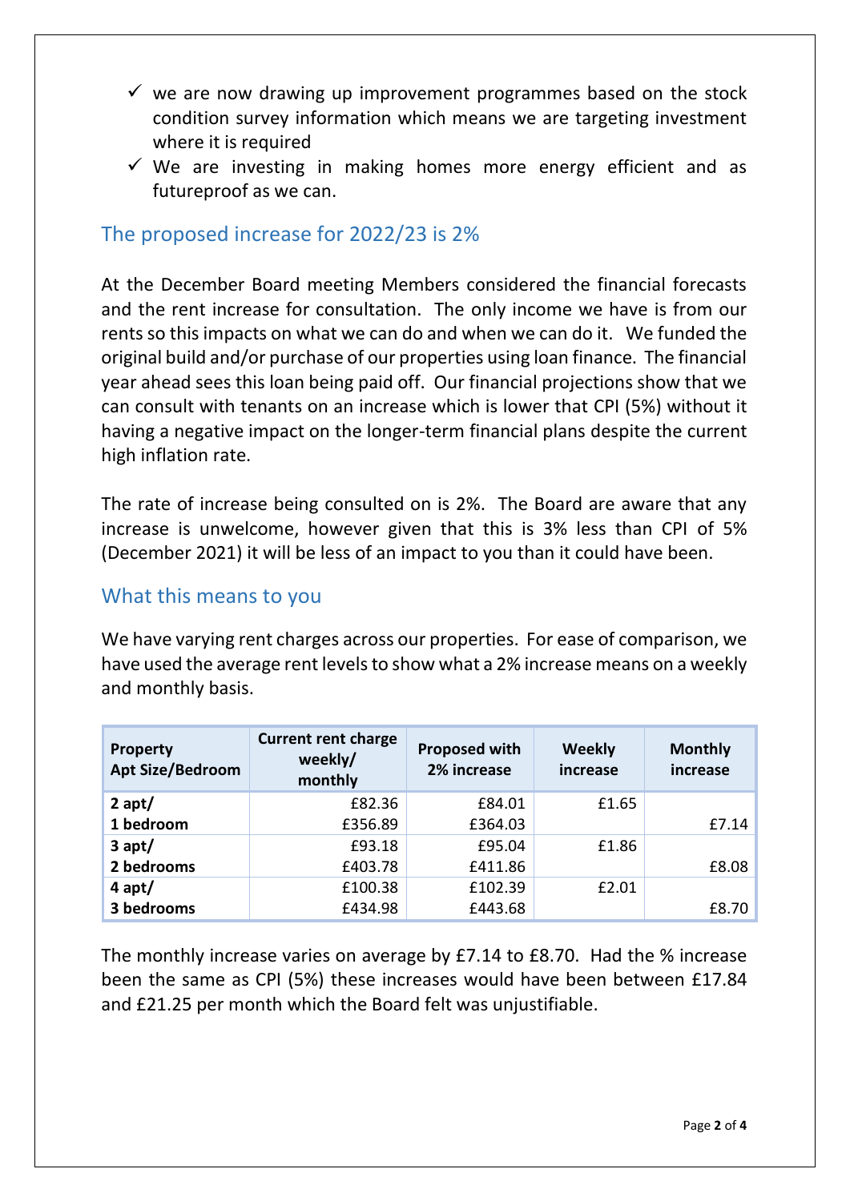- ✓ we are now drawing up improvement programmes based on the stock condition survey information which means we are targeting investment where it is required
- ✓ We are investing in making homes more energy efficient and as futureproof as we can.

## The proposed increase for 2022/23 is 2%

At the December Board meeting Members considered the financial forecasts and the rent increase for consultation. The only income we have is from our rents so this impacts on what we can do and when we can do it. We funded the original build and/or purchase of our properties using loan finance. The financial year ahead sees this loan being paid off. Our financial projections show that we can consult with tenants on an increase which is lower that CPI (5%) without it having a negative impact on the longer-term financial plans despite the current high inflation rate.

The rate of increase being consulted on is 2%. The Board are aware that any increase is unwelcome, however given that this is 3% less than CPI of 5% (December 2021) it will be less of an impact to you than it could have been.

## What this means to you

We have varying rent charges across our properties. For ease of comparison, we have used the average rent levels to show what a 2% increase means on a weekly and monthly basis.

| Property Apt Size/Bedroom | Current rent charge weekly/ monthly | Proposed with 2% increase | Weekly increase | Monthly increase |
|---|---|---|---|---|
| **2 apt/** | £82.36 | £84.01 | £1.65 | |
| **1 bedroom** | £356.89 | £364.03 | | £7.14 |
| **3 apt/** | £93.18 | £95.04 | £1.86 | |
| **2 bedrooms** | £403.78 | £411.86 | | £8.08 |
| **4 apt/** | £100.38 | £102.39 | £2.01 | |
| **3 bedrooms** | £434.98 | £443.68 | | £8.70 |

The monthly increase varies on average by £7.14 to £8.70. Had the % increase been the same as CPI (5%) these increases would have been between £17.84 and £21.25 per month which the Board felt was unjustifiable.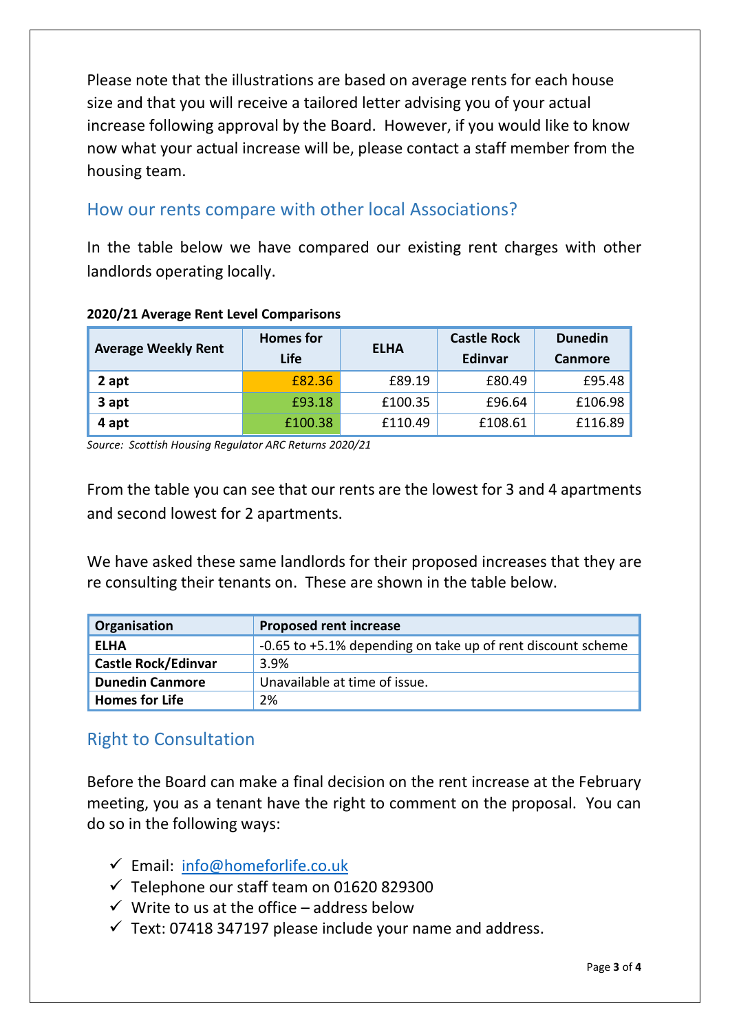Please note that the illustrations are based on average rents for each house size and that you will receive a tailored letter advising you of your actual increase following approval by the Board. However, if you would like to know now what your actual increase will be, please contact a staff member from the housing team.

## How our rents compare with other local Associations?

In the table below we have compared our existing rent charges with other landlords operating locally.

**2020/21 Average Rent Level Comparisons**

| Average Weekly Rent | Homes for Life | ELHA | Castle Rock Edinvar | Dunedin Canmore |
|---|---|---|---|---|
| **2 apt** | £82.36 | £89.19 | £80.49 | £95.48 |
| **3 apt** | £93.18 | £100.35 | £96.64 | £106.98 |
| **4 apt** | £100.38 | £110.49 | £108.61 | £116.89 |

*Source: Scottish Housing Regulator ARC Returns 2020/21*

From the table you can see that our rents are the lowest for 3 and 4 apartments and second lowest for 2 apartments.

We have asked these same landlords for their proposed increases that they are re consulting their tenants on. These are shown in the table below.

| Organisation | Proposed rent increase |
|---|---|
| **ELHA** | -0.65 to +5.1% depending on take up of rent discount scheme |
| **Castle Rock/Edinvar** | 3.9% |
| **Dunedin Canmore** | Unavailable at time of issue. |
| **Homes for Life** | 2% |

## Right to Consultation

Before the Board can make a final decision on the rent increase at the February meeting, you as a tenant have the right to comment on the proposal. You can do so in the following ways:

- ✓ Email: info@homeforlife.co.uk
- ✓ Telephone our staff team on 01620 829300
- ✓ Write to us at the office – address below
- ✓ Text: 07418 347197 please include your name and address.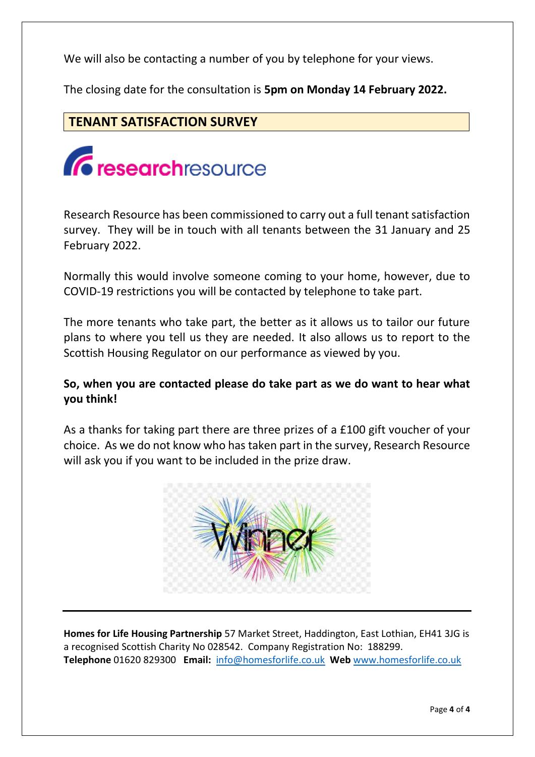We will also be contacting a number of you by telephone for your views.

The closing date for the consultation is **5pm on Monday 14 February 2022.**

## TENANT SATISFACTION SURVEY

Research Resource has been commissioned to carry out a full tenant satisfaction survey. They will be in touch with all tenants between the 31 January and 25 February 2022.

Normally this would involve someone coming to your home, however, due to COVID-19 restrictions you will be contacted by telephone to take part.

The more tenants who take part, the better as it allows us to tailor our future plans to where you tell us they are needed. It also allows us to report to the Scottish Housing Regulator on our performance as viewed by you.

**So, when you are contacted please do take part as we do want to hear what you think!**

As a thanks for taking part there are three prizes of a £100 gift voucher of your choice. As we do not know who has taken part in the survey, Research Resource will ask you if you want to be included in the prize draw.

---

**Homes for Life Housing Partnership** 57 Market Street, Haddington, East Lothian, EH41 3JG is a recognised Scottish Charity No 028542. Company Registration No: 188299.
**Telephone** 01620 829300 **Email:** info@homesforlife.co.uk **Web** www.homesforlife.co.uk